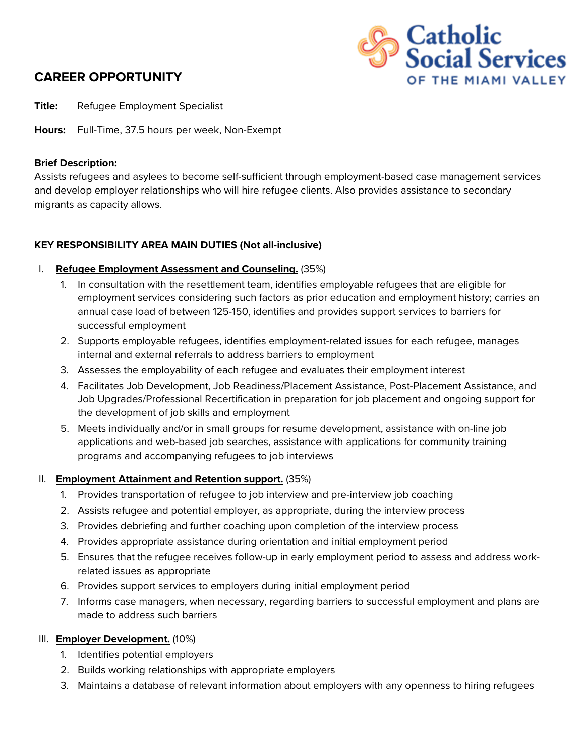Catholic Social Services OF THE MIAMI VALLEY

# CAREER OPPORTUNITY

**Title:** Refugee Employment Specialist

**Hours:** Full-Time, 37.5 hours per week, Non-Exempt

**Brief Description:**
Assists refugees and asylees to become self-sufficient through employment-based case management services and develop employer relationships who will hire refugee clients. Also provides assistance to secondary migrants as capacity allows.

**KEY RESPONSIBILITY AREA MAIN DUTIES (Not all-inclusive)**

I. **Refugee Employment Assessment and Counseling.** (35%)
   1. In consultation with the resettlement team, identifies employable refugees that are eligible for employment services considering such factors as prior education and employment history; carries an annual case load of between 125-150, identifies and provides support services to barriers for successful employment
   2. Supports employable refugees, identifies employment-related issues for each refugee, manages internal and external referrals to address barriers to employment
   3. Assesses the employability of each refugee and evaluates their employment interest
   4. Facilitates Job Development, Job Readiness/Placement Assistance, Post-Placement Assistance, and Job Upgrades/Professional Recertification in preparation for job placement and ongoing support for the development of job skills and employment
   5. Meets individually and/or in small groups for resume development, assistance with on-line job applications and web-based job searches, assistance with applications for community training programs and accompanying refugees to job interviews

II. **Employment Attainment and Retention support.** (35%)
   1. Provides transportation of refugee to job interview and pre-interview job coaching
   2. Assists refugee and potential employer, as appropriate, during the interview process
   3. Provides debriefing and further coaching upon completion of the interview process
   4. Provides appropriate assistance during orientation and initial employment period
   5. Ensures that the refugee receives follow-up in early employment period to assess and address work-related issues as appropriate
   6. Provides support services to employers during initial employment period
   7. Informs case managers, when necessary, regarding barriers to successful employment and plans are made to address such barriers

III. **Employer Development.** (10%)
   1. Identifies potential employers
   2. Builds working relationships with appropriate employers
   3. Maintains a database of relevant information about employers with any openness to hiring refugees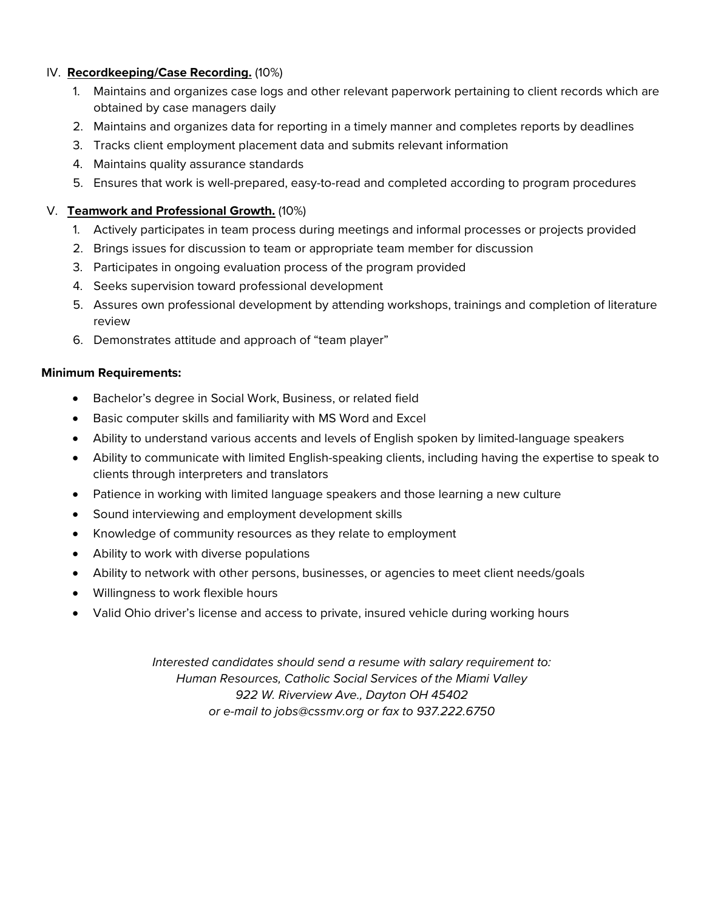IV. **Recordkeeping/Case Recording.** (10%)

1. Maintains and organizes case logs and other relevant paperwork pertaining to client records which are obtained by case managers daily
2. Maintains and organizes data for reporting in a timely manner and completes reports by deadlines
3. Tracks client employment placement data and submits relevant information
4. Maintains quality assurance standards
5. Ensures that work is well-prepared, easy-to-read and completed according to program procedures

V. **Teamwork and Professional Growth.** (10%)

1. Actively participates in team process during meetings and informal processes or projects provided
2. Brings issues for discussion to team or appropriate team member for discussion
3. Participates in ongoing evaluation process of the program provided
4. Seeks supervision toward professional development
5. Assures own professional development by attending workshops, trainings and completion of literature review
6. Demonstrates attitude and approach of "team player"

**Minimum Requirements:**

- Bachelor's degree in Social Work, Business, or related field
- Basic computer skills and familiarity with MS Word and Excel
- Ability to understand various accents and levels of English spoken by limited-language speakers
- Ability to communicate with limited English-speaking clients, including having the expertise to speak to clients through interpreters and translators
- Patience in working with limited language speakers and those learning a new culture
- Sound interviewing and employment development skills
- Knowledge of community resources as they relate to employment
- Ability to work with diverse populations
- Ability to network with other persons, businesses, or agencies to meet client needs/goals
- Willingness to work flexible hours
- Valid Ohio driver's license and access to private, insured vehicle during working hours

*Interested candidates should send a resume with salary requirement to:*
*Human Resources, Catholic Social Services of the Miami Valley*
*922 W. Riverview Ave., Dayton OH 45402*
*or e-mail to jobs@cssmv.org or fax to 937.222.6750*